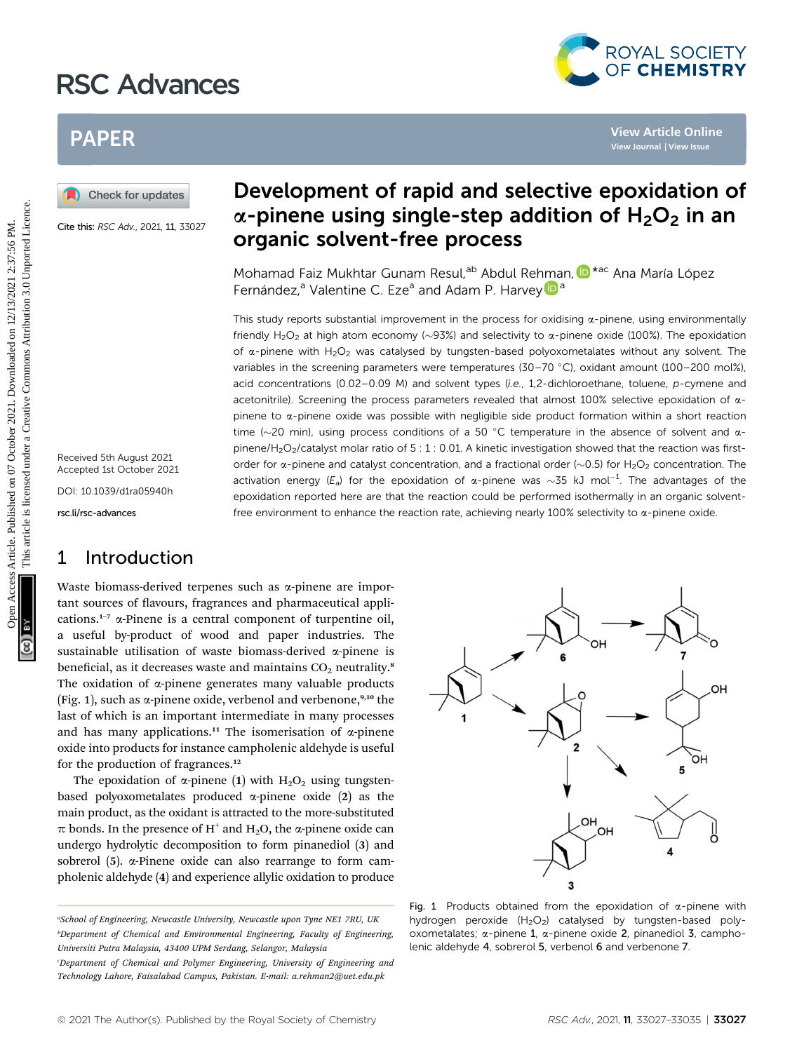# Development of rapid and selective epoxidation of α-pinene using single-step addition of $H_2O_2$ in an organic solvent-free process

Cite this: *RSC Adv.*, 2021, **11**, 33027

Mohamad Faiz Mukhtar Gunam Resul,[ab] Abdul Rehman,*[ac] Ana María López Fernández,[a] Valentine C. Eze[a] and Adam P. Harvey[a]

Received 5th August 2021
Accepted 1st October 2021

DOI: 10.1039/d1ra05940h

rsc.li/rsc-advances

This study reports substantial improvement in the process for oxidising α-pinene, using environmentally friendly $H_2O_2$ at high atom economy (~93%) and selectivity to α-pinene oxide (100%). The epoxidation of α-pinene with $H_2O_2$ was catalysed by tungsten-based polyoxometalates without any solvent. The variables in the screening parameters were temperatures (30–70 °C), oxidant amount (100–200 mol%), acid concentrations (0.02–0.09 M) and solvent types (*i.e.*, 1,2-dichloroethane, toluene, *p*-cymene and acetonitrile). Screening the process parameters revealed that almost 100% selective epoxidation of α-pinene to α-pinene oxide was possible with negligible side product formation within a short reaction time (~20 min), using process conditions of a 50 °C temperature in the absence of solvent and α-pinene/$H_2O_2$/catalyst molar ratio of 5 : 1 : 0.01. A kinetic investigation showed that the reaction was first-order for α-pinene and catalyst concentration, and a fractional order (~0.5) for $H_2O_2$ concentration. The activation energy ($E_a$) for the epoxidation of α-pinene was ~35 kJ mol$^{-1}$. The advantages of the epoxidation reported here are that the reaction could be performed isothermally in an organic solvent-free environment to enhance the reaction rate, achieving nearly 100% selectivity to α-pinene oxide.

## 1 Introduction

Waste biomass-derived terpenes such as α-pinene are important sources of flavours, fragrances and pharmaceutical applications.[1–7] α-Pinene is a central component of turpentine oil, a useful by-product of wood and paper industries. The sustainable utilisation of waste biomass-derived α-pinene is beneficial, as it decreases waste and maintains $CO_2$ neutrality.[8] The oxidation of α-pinene generates many valuable products (Fig. 1), such as α-pinene oxide, verbenol and verbenone,[9,10] the last of which is an important intermediate in many processes and has many applications.[11] The isomerisation of α-pinene oxide into products for instance campholenic aldehyde is useful for the production of fragrances.[12]

The epoxidation of α-pinene (**1**) with $H_2O_2$ using tungsten-based polyoxometalates produced α-pinene oxide (**2**) as the main product, as the oxidant is attracted to the more-substituted π bonds. In the presence of $H^+$ and $H_2O$, the α-pinene oxide can undergo hydrolytic decomposition to form pinanediol (**3**) and sobrerol (**5**). α-Pinene oxide can also rearrange to form campholenic aldehyde (**4**) and experience allylic oxidation to produce

1
6
OH
7
O
2
O
OH
OH
5
3
OH
OH
4
O

Fig. 1 Products obtained from the epoxidation of α-pinene with hydrogen peroxide ($H_2O_2$) catalysed by tungsten-based polyoxometalates; α-pinene **1**, α-pinene oxide **2**, pinanediol **3**, campholenic aldehyde **4**, sobrerol **5**, verbenol **6** and verbenone **7**.

[a] School of Engineering, Newcastle University, Newcastle upon Tyne NE1 7RU, UK
[b] Department of Chemical and Environmental Engineering, Faculty of Engineering, Universiti Putra Malaysia, 43400 UPM Serdang, Selangor, Malaysia
[c] Department of Chemical and Polymer Engineering, University of Engineering and Technology Lahore, Faisalabad Campus, Pakistan. E-mail: a.rehman2@uet.edu.pk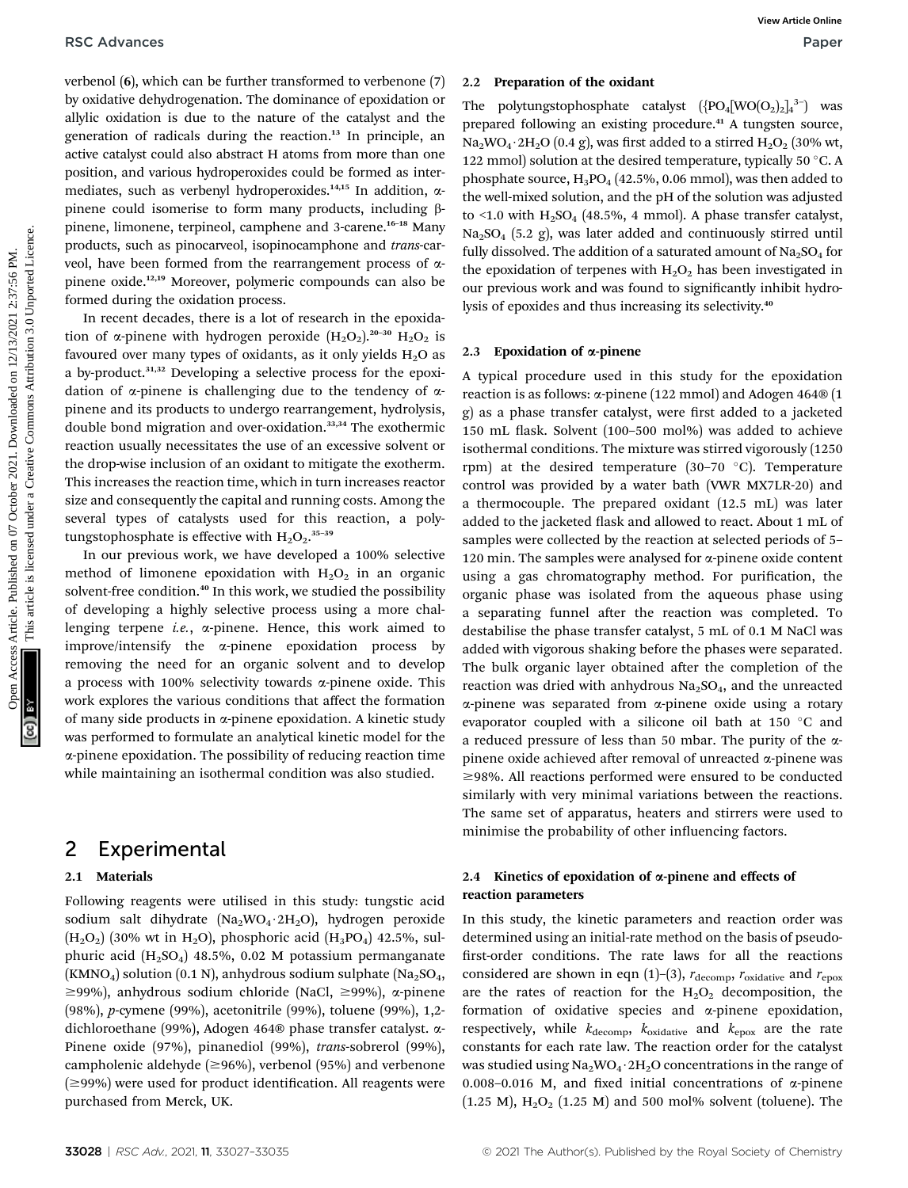verbenol (**6**), which can be further transformed to verbenone (**7**) by oxidative dehydrogenation. The dominance of epoxidation or allylic oxidation is due to the nature of the catalyst and the generation of radicals during the reaction.[13] In principle, an active catalyst could also abstract H atoms from more than one position, and various hydroperoxides could be formed as intermediates, such as verbenyl hydroperoxides.[14,15] In addition, α-pinene could isomerise to form many products, including β-pinene, limonene, terpineol, camphene and 3-carene.[16–18] Many products, such as pinocarveol, isopinocamphone and *trans*-carveol, have been formed from the rearrangement process of α-pinene oxide.[12,19] Moreover, polymeric compounds can also be formed during the oxidation process.

In recent decades, there is a lot of research in the epoxidation of α-pinene with hydrogen peroxide ($H_2O_2$).[20–30] $H_2O_2$ is favoured over many types of oxidants, as it only yields $H_2O$ as a by-product.[31,32] Developing a selective process for the epoxidation of α-pinene is challenging due to the tendency of α-pinene and its products to undergo rearrangement, hydrolysis, double bond migration and over-oxidation.[33,34] The exothermic reaction usually necessitates the use of an excessive solvent or the drop-wise inclusion of an oxidant to mitigate the exotherm. This increases the reaction time, which in turn increases reactor size and consequently the capital and running costs. Among the several types of catalysts used for this reaction, a polytungstophosphate is effective with $H_2O_2$.[35–39]

In our previous work, we have developed a 100% selective method of limonene epoxidation with $H_2O_2$ in an organic solvent-free condition.[40] In this work, we studied the possibility of developing a highly selective process using a more challenging terpene *i.e.*, α-pinene. Hence, this work aimed to improve/intensify the α-pinene epoxidation process by removing the need for an organic solvent and to develop a process with 100% selectivity towards α-pinene oxide. This work explores the various conditions that affect the formation of many side products in α-pinene epoxidation. A kinetic study was performed to formulate an analytical kinetic model for the α-pinene epoxidation. The possibility of reducing reaction time while maintaining an isothermal condition was also studied.

## 2 Experimental

### 2.1 Materials

Following reagents were utilised in this study: tungstic acid sodium salt dihydrate ($Na_2WO_4\cdot 2H_2O$), hydrogen peroxide ($H_2O_2$) (30% wt in $H_2O$), phosphoric acid ($H_3PO_4$) 42.5%, sulphuric acid ($H_2SO_4$) 48.5%, 0.02 M potassium permanganate ($KMNO_4$) solution (0.1 N), anhydrous sodium sulphate ($Na_2SO_4$, ≥99%), anhydrous sodium chloride (NaCl, ≥99%), α-pinene (98%), *p*-cymene (99%), acetonitrile (99%), toluene (99%), 1,2-dichloroethane (99%), Adogen 464® phase transfer catalyst. α-Pinene oxide (97%), pinanediol (99%), *trans*-sobrerol (99%), campholenic aldehyde (≥96%), verbenol (95%) and verbenone (≥99%) were used for product identification. All reagents were purchased from Merck, UK.

### 2.2 Preparation of the oxidant

The polytungstophosphate catalyst ($\{PO_4[WO(O_2)_2]_4{}^{3-}\}$) was prepared following an existing procedure.[41] A tungsten source, $Na_2WO_4\cdot 2H_2O$ (0.4 g), was first added to a stirred $H_2O_2$ (30% wt, 122 mmol) solution at the desired temperature, typically 50 °C. A phosphate source, $H_3PO_4$ (42.5%, 0.06 mmol), was then added to the well-mixed solution, and the pH of the solution was adjusted to <1.0 with $H_2SO_4$ (48.5%, 4 mmol). A phase transfer catalyst, $Na_2SO_4$ (5.2 g), was later added and continuously stirred until fully dissolved. The addition of a saturated amount of $Na_2SO_4$ for the epoxidation of terpenes with $H_2O_2$ has been investigated in our previous work and was found to significantly inhibit hydrolysis of epoxides and thus increasing its selectivity.[40]

### 2.3 Epoxidation of α-pinene

A typical procedure used in this study for the epoxidation reaction is as follows: α-pinene (122 mmol) and Adogen 464® (1 g) as a phase transfer catalyst, were first added to a jacketed 150 mL flask. Solvent (100–500 mol%) was added to achieve isothermal conditions. The mixture was stirred vigorously (1250 rpm) at the desired temperature (30–70 °C). Temperature control was provided by a water bath (VWR MX7LR-20) and a thermocouple. The prepared oxidant (12.5 mL) was later added to the jacketed flask and allowed to react. About 1 mL of samples were collected by the reaction at selected periods of 5–120 min. The samples were analysed for α-pinene oxide content using a gas chromatography method. For purification, the organic phase was isolated from the aqueous phase using a separating funnel after the reaction was completed. To destabilise the phase transfer catalyst, 5 mL of 0.1 M NaCl was added with vigorous shaking before the phases were separated. The bulk organic layer obtained after the completion of the reaction was dried with anhydrous $Na_2SO_4$, and the unreacted α-pinene was separated from α-pinene oxide using a rotary evaporator coupled with a silicone oil bath at 150 °C and a reduced pressure of less than 50 mbar. The purity of the α-pinene oxide achieved after removal of unreacted α-pinene was ≥98%. All reactions performed were ensured to be conducted similarly with very minimal variations between the reactions. The same set of apparatus, heaters and stirrers were used to minimise the probability of other influencing factors.

### 2.4 Kinetics of epoxidation of α-pinene and effects of reaction parameters

In this study, the kinetic parameters and reaction order was determined using an initial-rate method on the basis of pseudo-first-order conditions. The rate laws for all the reactions considered are shown in eqn (1)–(3), $r_{decomp}$, $r_{oxidative}$ and $r_{epox}$ are the rates of reaction for the $H_2O_2$ decomposition, the formation of oxidative species and α-pinene epoxidation, respectively, while $k_{decomp}$, $k_{oxidative}$ and $k_{epox}$ are the rate constants for each rate law. The reaction order for the catalyst was studied using $Na_2WO_4\cdot 2H_2O$ concentrations in the range of 0.008–0.016 M, and fixed initial concentrations of α-pinene (1.25 M), $H_2O_2$ (1.25 M) and 500 mol% solvent (toluene). The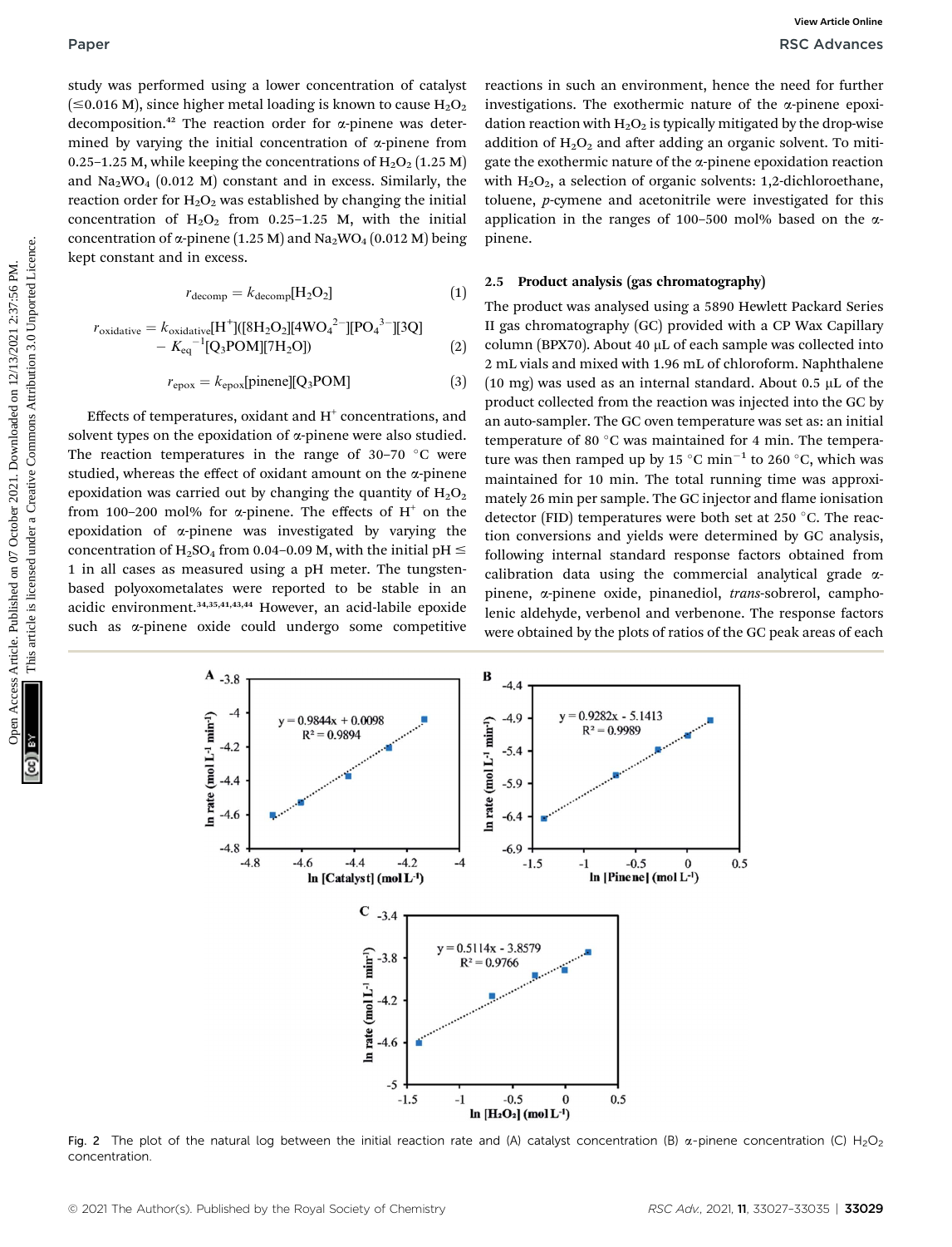study was performed using a lower concentration of catalyst ($\leq$0.016 M), since higher metal loading is known to cause $H_2O_2$ decomposition.[42] The reaction order for α-pinene was determined by varying the initial concentration of α-pinene from 0.25–1.25 M, while keeping the concentrations of $H_2O_2$ (1.25 M) and $Na_2WO_4$ (0.012 M) constant and in excess. Similarly, the reaction order for $H_2O_2$ was established by changing the initial concentration of $H_2O_2$ from 0.25–1.25 M, with the initial concentration of α-pinene (1.25 M) and $Na_2WO_4$ (0.012 M) being kept constant and in excess.

$$r_{\text{decomp}} = k_{\text{decomp}}[\text{H}_2\text{O}_2] \tag{1}$$

$$r_{\text{oxidative}} = k_{\text{oxidative}}[\text{H}^+]([8\text{H}_2\text{O}_2][4\text{WO}_4{}^{2-}][\text{PO}_4{}^{3-}][3\text{Q}] - K_{\text{eq}}{}^{-1}[\text{Q}_3\text{POM}][7\text{H}_2\text{O}]) \tag{2}$$

$$r_{\text{epox}} = k_{\text{epox}}[\text{pinene}][\text{Q}_3\text{POM}] \tag{3}$$

Effects of temperatures, oxidant and $H^+$ concentrations, and solvent types on the epoxidation of α-pinene were also studied. The reaction temperatures in the range of 30–70 °C were studied, whereas the effect of oxidant amount on the α-pinene epoxidation was carried out by changing the quantity of $H_2O_2$ from 100–200 mol% for α-pinene. The effects of $H^+$ on the epoxidation of α-pinene was investigated by varying the concentration of $H_2SO_4$ from 0.04–0.09 M, with the initial pH $\leq$ 1 in all cases as measured using a pH meter. The tungsten-based polyoxometalates were reported to be stable in an acidic environment.[34,35,41,43,44] However, an acid-labile epoxide such as α-pinene oxide could undergo some competitive reactions in such an environment, hence the need for further investigations. The exothermic nature of the α-pinene epoxidation reaction with $H_2O_2$ is typically mitigated by the drop-wise addition of $H_2O_2$ and after adding an organic solvent. To mitigate the exothermic nature of the α-pinene epoxidation reaction with $H_2O_2$, a selection of organic solvents: 1,2-dichloroethane, toluene, *p*-cymene and acetonitrile were investigated for this application in the ranges of 100–500 mol% based on the α-pinene.

### 2.5 Product analysis (gas chromatography)

The product was analysed using a 5890 Hewlett Packard Series II gas chromatography (GC) provided with a CP Wax Capillary column (BPX70). About 40 μL of each sample was collected into 2 mL vials and mixed with 1.96 mL of chloroform. Naphthalene (10 mg) was used as an internal standard. About 0.5 μL of the product collected from the reaction was injected into the GC by an auto-sampler. The GC oven temperature was set as: an initial temperature of 80 °C was maintained for 4 min. The temperature was then ramped up by 15 °C min$^{-1}$ to 260 °C, which was maintained for 10 min. The total running time was approximately 26 min per sample. The GC injector and flame ionisation detector (FID) temperatures were both set at 250 °C. The reaction conversions and yields were determined by GC analysis, following internal standard response factors obtained from calibration data using the commercial analytical grade α-pinene, α-pinene oxide, pinanediol, *trans*-sobrerol, campholenic aldehyde, verbenol and verbenone. The response factors were obtained by the plots of ratios of the GC peak areas of each

A
y = 0.9844x + 0.0098
R² = 0.9894
ln rate (mol L-1 min-1)
ln [Catalyst] (mol L-1)
-3.8
-4
-4.2
-4.4
-4.6
-4.8
-4.8
-4.6
-4.4
-4.2
-4

B
y = 0.9282x - 5.1413
R² = 0.9989
ln rate (mol L-1 min-1)
ln [Pinene] (mol L-1)
-4.4
-4.9
-5.4
-5.9
-6.4
-6.9
-1.5
-1
-0.5
0
0.5

C
y = 0.5114x - 3.8579
R² = 0.9766
ln rate (mol L-1 min-1)
ln [H2O2] (mol L-1)
-3.4
-3.8
-4.2
-4.6
-5
-1.5
-1
-0.5
0
0.5

Fig. 2 The plot of the natural log between the initial reaction rate and (A) catalyst concentration (B) α-pinene concentration (C) $H_2O_2$ concentration.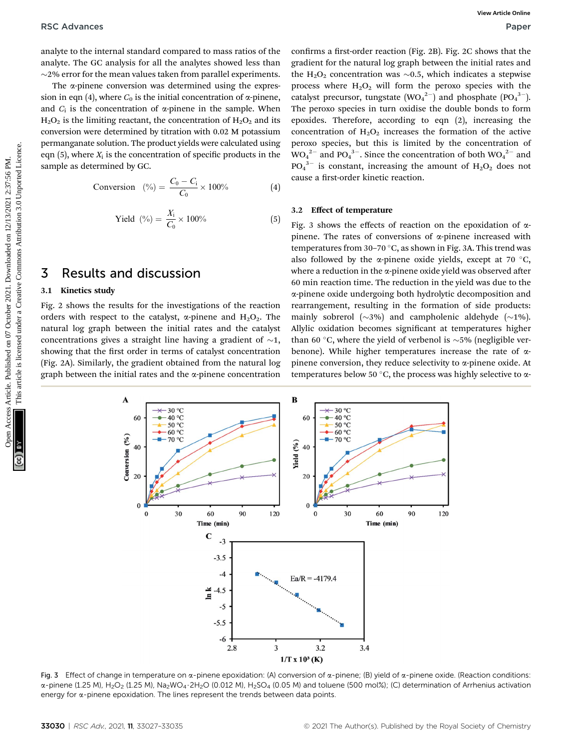analyte to the internal standard compared to mass ratios of the analyte. The GC analysis for all the analytes showed less than ~2% error for the mean values taken from parallel experiments.

The α-pinene conversion was determined using the expression in eqn (4), where $C_0$ is the initial concentration of α-pinene, and $C_i$ is the concentration of α-pinene in the sample. When $H_2O_2$ is the limiting reactant, the concentration of $H_2O_2$ and its conversion were determined by titration with 0.02 M potassium permanganate solution. The product yields were calculated using eqn (5), where $X_i$ is the concentration of specific products in the sample as determined by GC.

$$\text{Conversion}\ (\%) = \frac{C_0 - C_i}{C_0} \times 100\% \tag{4}$$

$$\text{Yield}\ (\%) = \frac{X_i}{C_0} \times 100\% \tag{5}$$

# 3 Results and discussion

## 3.1 Kinetics study

Fig. 2 shows the results for the investigations of the reaction orders with respect to the catalyst, α-pinene and $H_2O_2$. The natural log graph between the initial rates and the catalyst concentrations gives a straight line having a gradient of ~1, showing that the first order in terms of catalyst concentration (Fig. 2A). Similarly, the gradient obtained from the natural log graph between the initial rates and the α-pinene concentration confirms a first-order reaction (Fig. 2B). Fig. 2C shows that the gradient for the natural log graph between the initial rates and the $H_2O_2$ concentration was ~0.5, which indicates a stepwise process where $H_2O_2$ will form the peroxo species with the catalyst precursor, tungstate ($WO_4^{2-}$) and phosphate ($PO_4^{3-}$). The peroxo species in turn oxidise the double bonds to form epoxides. Therefore, according to eqn (2), increasing the concentration of $H_2O_2$ increases the formation of the active peroxo species, but this is limited by the concentration of $WO_4^{2-}$ and $PO_4^{3-}$. Since the concentration of both $WO_4^{2-}$ and $PO_4^{3-}$ is constant, increasing the amount of $H_2O_2$ does not cause a first-order kinetic reaction.

## 3.2 Effect of temperature

Fig. 3 shows the effects of reaction on the epoxidation of α-pinene. The rates of conversions of α-pinene increased with temperatures from 30–70 °C, as shown in Fig. 3A. This trend was also followed by the α-pinene oxide yields, except at 70 °C, where a reduction in the α-pinene oxide yield was observed after 60 min reaction time. The reduction in the yield was due to the α-pinene oxide undergoing both hydrolytic decomposition and rearrangement, resulting in the formation of side products: mainly sobrerol (~3%) and campholenic aldehyde (~1%). Allylic oxidation becomes significant at temperatures higher than 60 °C, where the yield of verbenol is ~5% (negligible verbenone). While higher temperatures increase the rate of α-pinene conversion, they reduce selectivity to α-pinene oxide. At temperatures below 50 °C, the process was highly selective to α-

A

Conversion (%)

Time (min)

30 °C
40 °C
50 °C
60 °C
70 °C

0, 20, 40, 60
0, 30, 60, 90, 120

B

Yield (%)

Time (min)

30 °C
40 °C
50 °C
60 °C
70 °C

0, 20, 40, 60
0, 30, 60, 90, 120

C

ln k

1/T x 10³ (K)

Ea/R = -4179.4

-3, -3.5, -4, -4.5, -5, -5.5, -6
2.8, 3, 3.2, 3.4

Fig. 3 Effect of change in temperature on α-pinene epoxidation: (A) conversion of α-pinene; (B) yield of α-pinene oxide. (Reaction conditions: α-pinene (1.25 M), $H_2O_2$ (1.25 M), $Na_2WO_4 \cdot 2H_2O$ (0.012 M), $H_2SO_4$ (0.05 M) and toluene (500 mol%); (C) determination of Arrhenius activation energy for α-pinene epoxidation. The lines represent the trends between data points.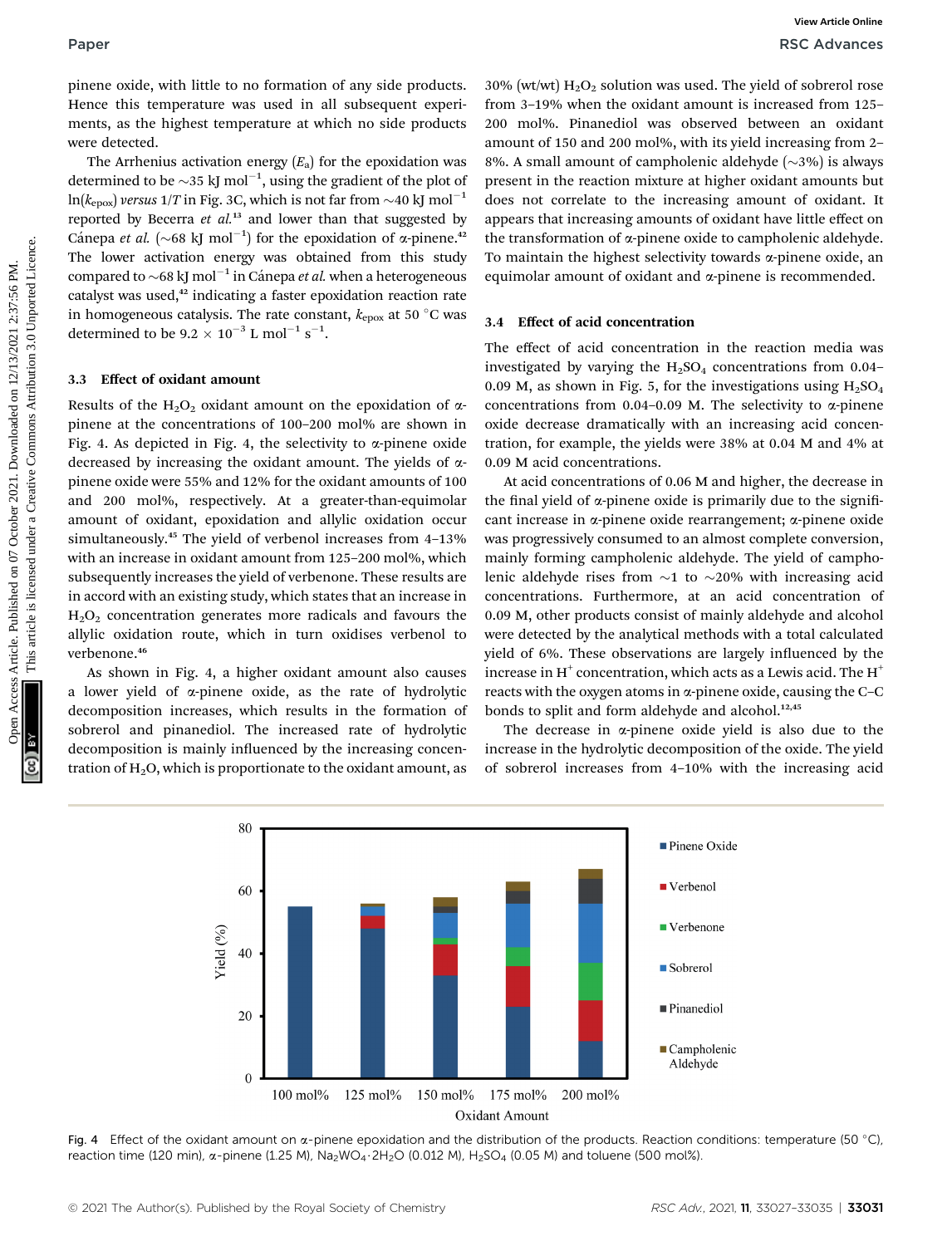pinene oxide, with little to no formation of any side products. Hence this temperature was used in all subsequent experiments, as the highest temperature at which no side products were detected.

The Arrhenius activation energy ($E_a$) for the epoxidation was determined to be ~35 kJ mol$^{-1}$, using the gradient of the plot of ln($k_{epox}$) *versus* 1/*T* in Fig. 3C, which is not far from ~40 kJ mol$^{-1}$ reported by Becerra *et al.*[13] and lower than that suggested by Cánepa *et al.* (~68 kJ mol$^{-1}$) for the epoxidation of α-pinene.[42] The lower activation energy was obtained from this study compared to ~68 kJ mol$^{-1}$ in Cánepa *et al.* when a heterogeneous catalyst was used,[42] indicating a faster epoxidation reaction rate in homogeneous catalysis. The rate constant, $k_{epox}$ at 50 °C was determined to be 9.2 × 10$^{-3}$ L mol$^{-1}$ s$^{-1}$.

### 3.3 Effect of oxidant amount

Results of the $H_2O_2$ oxidant amount on the epoxidation of α-pinene at the concentrations of 100–200 mol% are shown in Fig. 4. As depicted in Fig. 4, the selectivity to α-pinene oxide decreased by increasing the oxidant amount. The yields of α-pinene oxide were 55% and 12% for the oxidant amounts of 100 and 200 mol%, respectively. At a greater-than-equimolar amount of oxidant, epoxidation and allylic oxidation occur simultaneously.[45] The yield of verbenol increases from 4–13% with an increase in oxidant amount from 125–200 mol%, which subsequently increases the yield of verbenone. These results are in accord with an existing study, which states that an increase in $H_2O_2$ concentration generates more radicals and favours the allylic oxidation route, which in turn oxidises verbenol to verbenone.[46]

As shown in Fig. 4, a higher oxidant amount also causes a lower yield of α-pinene oxide, as the rate of hydrolytic decomposition increases, which results in the formation of sobrerol and pinanediol. The increased rate of hydrolytic decomposition is mainly influenced by the increasing concentration of $H_2O$, which is proportionate to the oxidant amount, as 30% (wt/wt) $H_2O_2$ solution was used. The yield of sobrerol rose from 3–19% when the oxidant amount is increased from 125–200 mol%. Pinanediol was observed between an oxidant amount of 150 and 200 mol%, with its yield increasing from 2–8%. A small amount of campholenic aldehyde (~3%) is always present in the reaction mixture at higher oxidant amounts but does not correlate to the increasing amount of oxidant. It appears that increasing amounts of oxidant have little effect on the transformation of α-pinene oxide to campholenic aldehyde. To maintain the highest selectivity towards α-pinene oxide, an equimolar amount of oxidant and α-pinene is recommended.

### 3.4 Effect of acid concentration

The effect of acid concentration in the reaction media was investigated by varying the $H_2SO_4$ concentrations from 0.04–0.09 M, as shown in Fig. 5, for the investigations using $H_2SO_4$ concentrations from 0.04–0.09 M. The selectivity to α-pinene oxide decrease dramatically with an increasing acid concentration, for example, the yields were 38% at 0.04 M and 4% at 0.09 M acid concentrations.

At acid concentrations of 0.06 M and higher, the decrease in the final yield of α-pinene oxide is primarily due to the significant increase in α-pinene oxide rearrangement; α-pinene oxide was progressively consumed to an almost complete conversion, mainly forming campholenic aldehyde. The yield of campholenic aldehyde rises from ~1 to ~20% with increasing acid concentrations. Furthermore, at an acid concentration of 0.09 M, other products consist of mainly aldehyde and alcohol were detected by the analytical methods with a total calculated yield of 6%. These observations are largely influenced by the increase in H$^+$ concentration, which acts as a Lewis acid. The H$^+$ reacts with the oxygen atoms in α-pinene oxide, causing the C–C bonds to split and form aldehyde and alcohol.[12,45]

The decrease in α-pinene oxide yield is also due to the increase in the hydrolytic decomposition of the oxide. The yield of sobrerol increases from 4–10% with the increasing acid

Yield (%)
0
20
40
60
80
100 mol%
125 mol%
150 mol%
175 mol%
200 mol%
Oxidant Amount
Pinene Oxide
Verbenol
Verbenone
Sobrerol
Pinanediol
Campholenic Aldehyde

Fig. 4 Effect of the oxidant amount on α-pinene epoxidation and the distribution of the products. Reaction conditions: temperature (50 °C), reaction time (120 min), α-pinene (1.25 M), $Na_2WO_4 \cdot 2H_2O$ (0.012 M), $H_2SO_4$ (0.05 M) and toluene (500 mol%).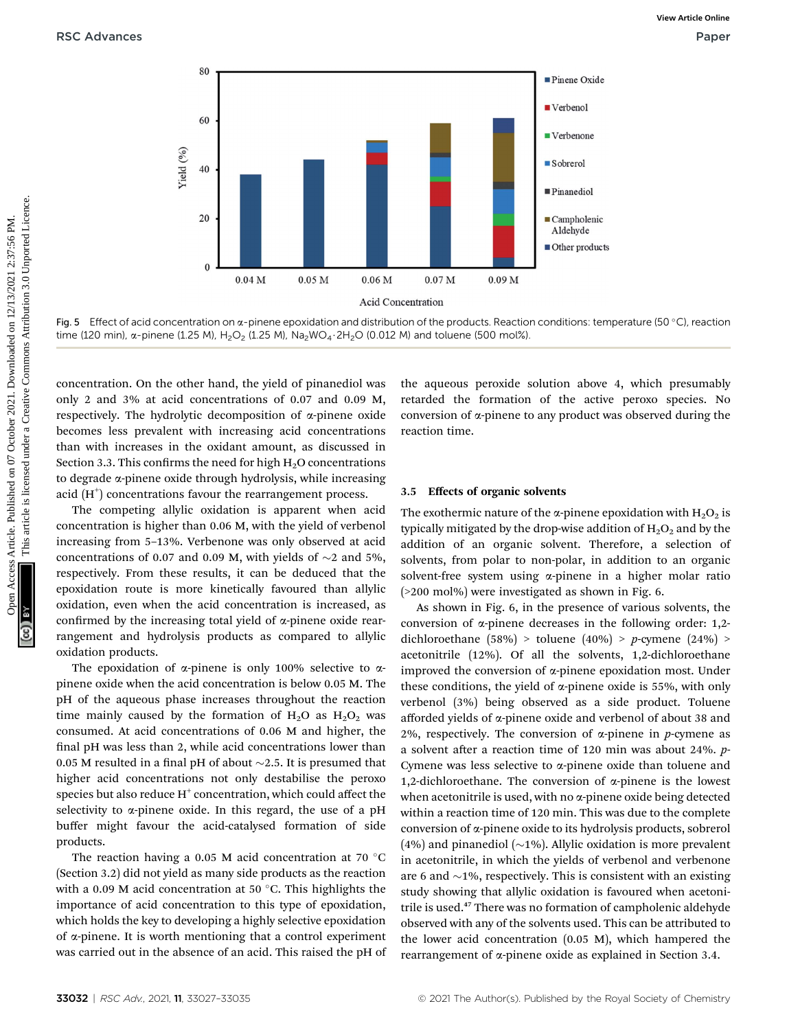Fig. 5 Effect of acid concentration on α-pinene epoxidation and distribution of the products. Reaction conditions: temperature (50 °C), reaction time (120 min), α-pinene (1.25 M), $H_2O_2$ (1.25 M), $Na_2WO_4 \cdot 2H_2O$ (0.012 M) and toluene (500 mol%).

concentration. On the other hand, the yield of pinanediol was only 2 and 3% at acid concentrations of 0.07 and 0.09 M, respectively. The hydrolytic decomposition of α-pinene oxide becomes less prevalent with increasing acid concentrations than with increases in the oxidant amount, as discussed in Section 3.3. This confirms the need for high $H_2O$ concentrations to degrade α-pinene oxide through hydrolysis, while increasing acid ($H^+$) concentrations favour the rearrangement process.

The competing allylic oxidation is apparent when acid concentration is higher than 0.06 M, with the yield of verbenol increasing from 5–13%. Verbenone was only observed at acid concentrations of 0.07 and 0.09 M, with yields of ~2 and 5%, respectively. From these results, it can be deduced that the epoxidation route is more kinetically favoured than allylic oxidation, even when the acid concentration is increased, as confirmed by the increasing total yield of α-pinene oxide rearrangement and hydrolysis products as compared to allylic oxidation products.

The epoxidation of α-pinene is only 100% selective to α-pinene oxide when the acid concentration is below 0.05 M. The pH of the aqueous phase increases throughout the reaction time mainly caused by the formation of $H_2O$ as $H_2O_2$ was consumed. At acid concentrations of 0.06 M and higher, the final pH was less than 2, while acid concentrations lower than 0.05 M resulted in a final pH of about ~2.5. It is presumed that higher acid concentrations not only destabilise the peroxo species but also reduce $H^+$ concentration, which could affect the selectivity to α-pinene oxide. In this regard, the use of a pH buffer might favour the acid-catalysed formation of side products.

The reaction having a 0.05 M acid concentration at 70 °C (Section 3.2) did not yield as many side products as the reaction with a 0.09 M acid concentration at 50 °C. This highlights the importance of acid concentration to this type of epoxidation, which holds the key to developing a highly selective epoxidation of α-pinene. It is worth mentioning that a control experiment was carried out in the absence of an acid. This raised the pH of the aqueous peroxide solution above 4, which presumably retarded the formation of the active peroxo species. No conversion of α-pinene to any product was observed during the reaction time.

### 3.5 Effects of organic solvents

The exothermic nature of the α-pinene epoxidation with $H_2O_2$ is typically mitigated by the drop-wise addition of $H_2O_2$ and by the addition of an organic solvent. Therefore, a selection of solvents, from polar to non-polar, in addition to an organic solvent-free system using α-pinene in a higher molar ratio (>200 mol%) were investigated as shown in Fig. 6.

As shown in Fig. 6, in the presence of various solvents, the conversion of α-pinene decreases in the following order: 1,2-dichloroethane (58%) > toluene (40%) > *p*-cymene (24%) > acetonitrile (12%). Of all the solvents, 1,2-dichloroethane improved the conversion of α-pinene epoxidation most. Under these conditions, the yield of α-pinene oxide is 55%, with only verbenol (3%) being observed as a side product. Toluene afforded yields of α-pinene oxide and verbenol of about 38 and 2%, respectively. The conversion of α-pinene in *p*-cymene as a solvent after a reaction time of 120 min was about 24%. *p*-Cymene was less selective to α-pinene oxide than toluene and 1,2-dichloroethane. The conversion of α-pinene is the lowest when acetonitrile is used, with no α-pinene oxide being detected within a reaction time of 120 min. This was due to the complete conversion of α-pinene oxide to its hydrolysis products, sobrerol (4%) and pinanediol (~1%). Allylic oxidation is more prevalent in acetonitrile, in which the yields of verbenol and verbenone are 6 and ~1%, respectively. This is consistent with an existing study showing that allylic oxidation is favoured when acetonitrile is used.[47] There was no formation of campholenic aldehyde observed with any of the solvents used. This can be attributed to the lower acid concentration (0.05 M), which hampered the rearrangement of α-pinene oxide as explained in Section 3.4.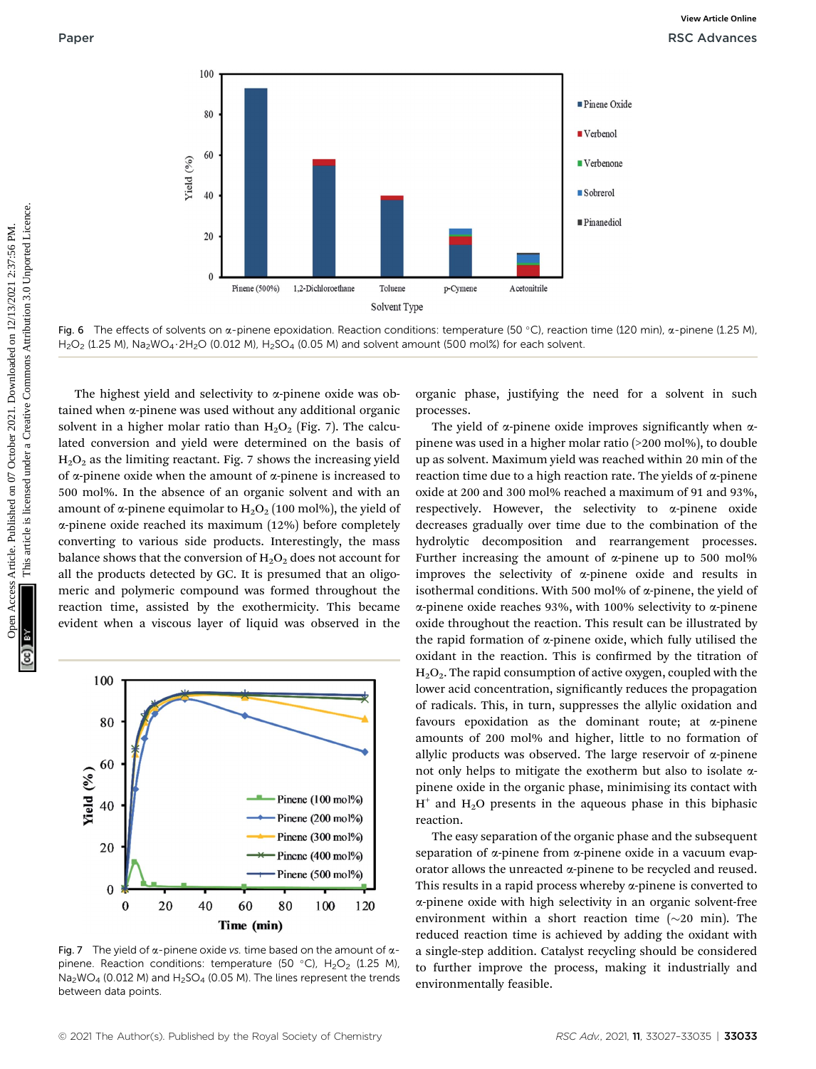100
80
60
40
20
0
Yield (%)
Pinene (500%)
1,2-Dichloroethane
Toluene
p-Cymene
Acetonitrile
Solvent Type
Pinene Oxide
Verbenol
Verbenone
Sobrerol
Pinanediol

Fig. 6 The effects of solvents on α-pinene epoxidation. Reaction conditions: temperature (50 °C), reaction time (120 min), α-pinene (1.25 M), $H_2O_2$ (1.25 M), $Na_2WO_4 \cdot 2H_2O$ (0.012 M), $H_2SO_4$ (0.05 M) and solvent amount (500 mol%) for each solvent.

The highest yield and selectivity to α-pinene oxide was obtained when α-pinene was used without any additional organic solvent in a higher molar ratio than $H_2O_2$ (Fig. 7). The calculated conversion and yield were determined on the basis of $H_2O_2$ as the limiting reactant. Fig. 7 shows the increasing yield of α-pinene oxide when the amount of α-pinene is increased to 500 mol%. In the absence of an organic solvent and with an amount of α-pinene equimolar to $H_2O_2$ (100 mol%), the yield of α-pinene oxide reached its maximum (12%) before completely converting to various side products. Interestingly, the mass balance shows that the conversion of $H_2O_2$ does not account for all the products detected by GC. It is presumed that an oligomeric and polymeric compound was formed throughout the reaction time, assisted by the exothermicity. This became evident when a viscous layer of liquid was observed in the organic phase, justifying the need for a solvent in such processes.

100
80
60
40
20
0
Yield (%)
0 20 40 60 80 100 120
Time (min)
Pinene (100 mol%)
Pinene (200 mol%)
Pinene (300 mol%)
Pinene (400 mol%)
Pinene (500 mol%)

Fig. 7 The yield of α-pinene oxide *vs.* time based on the amount of α-pinene. Reaction conditions: temperature (50 °C), $H_2O_2$ (1.25 M), $Na_2WO_4$ (0.012 M) and $H_2SO_4$ (0.05 M). The lines represent the trends between data points.

The yield of α-pinene oxide improves significantly when α-pinene was used in a higher molar ratio (>200 mol%), to double up as solvent. Maximum yield was reached within 20 min of the reaction time due to a high reaction rate. The yields of α-pinene oxide at 200 and 300 mol% reached a maximum of 91 and 93%, respectively. However, the selectivity to α-pinene oxide decreases gradually over time due to the combination of the hydrolytic decomposition and rearrangement processes. Further increasing the amount of α-pinene up to 500 mol% improves the selectivity of α-pinene oxide and results in isothermal conditions. With 500 mol% of α-pinene, the yield of α-pinene oxide reaches 93%, with 100% selectivity to α-pinene oxide throughout the reaction. This result can be illustrated by the rapid formation of α-pinene oxide, which fully utilised the oxidant in the reaction. This is confirmed by the titration of $H_2O_2$. The rapid consumption of active oxygen, coupled with the lower acid concentration, significantly reduces the propagation of radicals. This, in turn, suppresses the allylic oxidation and favours epoxidation as the dominant route; at α-pinene amounts of 200 mol% and higher, little to no formation of allylic products was observed. The large reservoir of α-pinene not only helps to mitigate the exotherm but also to isolate α-pinene oxide in the organic phase, minimising its contact with $H^+$ and $H_2O$ presents in the aqueous phase in this biphasic reaction.

The easy separation of the organic phase and the subsequent separation of α-pinene from α-pinene oxide in a vacuum evaporator allows the unreacted α-pinene to be recycled and reused. This results in a rapid process whereby α-pinene is converted to α-pinene oxide with high selectivity in an organic solvent-free environment within a short reaction time (~20 min). The reduced reaction time is achieved by adding the oxidant with a single-step addition. Catalyst recycling should be considered to further improve the process, making it industrially and environmentally feasible.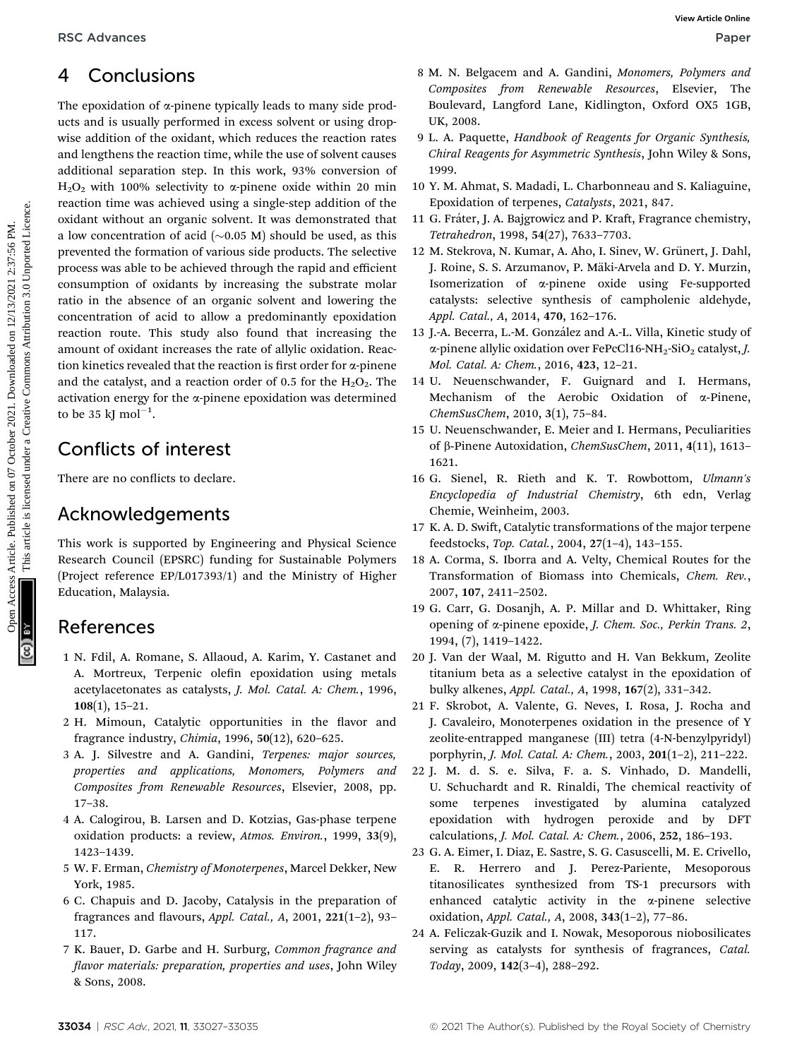## 4 Conclusions

The epoxidation of α-pinene typically leads to many side products and is usually performed in excess solvent or using dropwise addition of the oxidant, which reduces the reaction rates and lengthens the reaction time, while the use of solvent causes additional separation step. In this work, 93% conversion of $H_2O_2$ with 100% selectivity to α-pinene oxide within 20 min reaction time was achieved using a single-step addition of the oxidant without an organic solvent. It was demonstrated that a low concentration of acid (~0.05 M) should be used, as this prevented the formation of various side products. The selective process was able to be achieved through the rapid and efficient consumption of oxidants by increasing the substrate molar ratio in the absence of an organic solvent and lowering the concentration of acid to allow a predominantly epoxidation reaction route. This study also found that increasing the amount of oxidant increases the rate of allylic oxidation. Reaction kinetics revealed that the reaction is first order for α-pinene and the catalyst, and a reaction order of 0.5 for the $H_2O_2$. The activation energy for the α-pinene epoxidation was determined to be 35 kJ mol$^{-1}$.

## Conflicts of interest

There are no conflicts to declare.

## Acknowledgements

This work is supported by Engineering and Physical Science Research Council (EPSRC) funding for Sustainable Polymers (Project reference EP/L017393/1) and the Ministry of Higher Education, Malaysia.

## References

1. N. Fdil, A. Romane, S. Allaoud, A. Karim, Y. Castanet and A. Mortreux, Terpenic olefin epoxidation using metals acetylacetonates as catalysts, *J. Mol. Catal. A: Chem.*, 1996, **108**(1), 15–21.
2. H. Mimoun, Catalytic opportunities in the flavor and fragrance industry, *Chimia*, 1996, **50**(12), 620–625.
3. A. J. Silvestre and A. Gandini, *Terpenes: major sources, properties and applications, Monomers, Polymers and Composites from Renewable Resources*, Elsevier, 2008, pp. 17–38.
4. A. Calogirou, B. Larsen and D. Kotzias, Gas-phase terpene oxidation products: a review, *Atmos. Environ.*, 1999, **33**(9), 1423–1439.
5. W. F. Erman, *Chemistry of Monoterpenes*, Marcel Dekker, New York, 1985.
6. C. Chapuis and D. Jacoby, Catalysis in the preparation of fragrances and flavours, *Appl. Catal., A*, 2001, **221**(1–2), 93–117.
7. K. Bauer, D. Garbe and H. Surburg, *Common fragrance and flavor materials: preparation, properties and uses*, John Wiley & Sons, 2008.
8. M. N. Belgacem and A. Gandini, *Monomers, Polymers and Composites from Renewable Resources*, Elsevier, The Boulevard, Langford Lane, Kidlington, Oxford OX5 1GB, UK, 2008.
9. L. A. Paquette, *Handbook of Reagents for Organic Synthesis, Chiral Reagents for Asymmetric Synthesis*, John Wiley & Sons, 1999.
10. Y. M. Ahmat, S. Madadi, L. Charbonneau and S. Kaliaguine, Epoxidation of terpenes, *Catalysts*, 2021, 847.
11. G. Fráter, J. A. Bajgrowicz and P. Kraft, Fragrance chemistry, *Tetrahedron*, 1998, **54**(27), 7633–7703.
12. M. Stekrova, N. Kumar, A. Aho, I. Sinev, W. Grünert, J. Dahl, J. Roine, S. S. Arzumanov, P. Mäki-Arvela and D. Y. Murzin, Isomerization of α-pinene oxide using Fe-supported catalysts: selective synthesis of campholenic aldehyde, *Appl. Catal., A*, 2014, **470**, 162–176.
13. J.-A. Becerra, L.-M. González and A.-L. Villa, Kinetic study of α-pinene allylic oxidation over FePcCl16-$NH_2$-$SiO_2$ catalyst, *J. Mol. Catal. A: Chem.*, 2016, **423**, 12–21.
14. U. Neuenschwander, F. Guignard and I. Hermans, Mechanism of the Aerobic Oxidation of α-Pinene, *ChemSusChem*, 2010, **3**(1), 75–84.
15. U. Neuenschwander, E. Meier and I. Hermans, Peculiarities of β-Pinene Autoxidation, *ChemSusChem*, 2011, **4**(11), 1613–1621.
16. G. Sienel, R. Rieth and K. T. Rowbottom, *Ulmann's Encyclopedia of Industrial Chemistry*, 6th edn, Verlag Chemie, Weinheim, 2003.
17. K. A. D. Swift, Catalytic transformations of the major terpene feedstocks, *Top. Catal.*, 2004, **27**(1–4), 143–155.
18. A. Corma, S. Iborra and A. Velty, Chemical Routes for the Transformation of Biomass into Chemicals, *Chem. Rev.*, 2007, **107**, 2411–2502.
19. G. Carr, G. Dosanjh, A. P. Millar and D. Whittaker, Ring opening of α-pinene epoxide, *J. Chem. Soc., Perkin Trans. 2*, 1994, (7), 1419–1422.
20. J. Van der Waal, M. Rigutto and H. Van Bekkum, Zeolite titanium beta as a selective catalyst in the epoxidation of bulky alkenes, *Appl. Catal., A*, 1998, **167**(2), 331–342.
21. F. Skrobot, A. Valente, G. Neves, I. Rosa, J. Rocha and J. Cavaleiro, Monoterpenes oxidation in the presence of Y zeolite-entrapped manganese (III) tetra (4-N-benzylpyridyl) porphyrin, *J. Mol. Catal. A: Chem.*, 2003, **201**(1–2), 211–222.
22. J. M. d. S. e. Silva, F. a. S. Vinhado, D. Mandelli, U. Schuchardt and R. Rinaldi, The chemical reactivity of some terpenes investigated by alumina catalyzed epoxidation with hydrogen peroxide and by DFT calculations, *J. Mol. Catal. A: Chem.*, 2006, **252**, 186–193.
23. G. A. Eimer, I. Diaz, E. Sastre, S. G. Casuscelli, M. E. Crivello, E. R. Herrero and J. Perez-Pariente, Mesoporous titanosilicates synthesized from TS-1 precursors with enhanced catalytic activity in the α-pinene selective oxidation, *Appl. Catal., A*, 2008, **343**(1–2), 77–86.
24. A. Feliczak-Guzik and I. Nowak, Mesoporous niobosilicates serving as catalysts for synthesis of fragrances, *Catal. Today*, 2009, **142**(3–4), 288–292.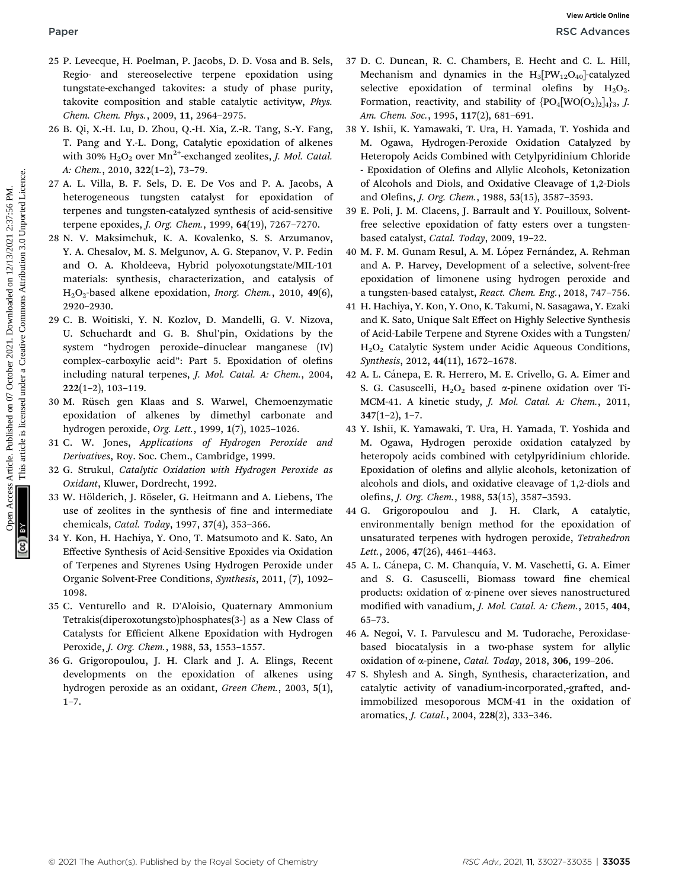25 P. Levecque, H. Poelman, P. Jacobs, D. D. Vosa and B. Sels, Regio- and stereoselective terpene epoxidation using tungstate-exchanged takovites: a study of phase purity, takovite composition and stable catalytic activityw, *Phys. Chem. Chem. Phys.*, 2009, **11**, 2964–2975.

26 B. Qi, X.-H. Lu, D. Zhou, Q.-H. Xia, Z.-R. Tang, S.-Y. Fang, T. Pang and Y.-L. Dong, Catalytic epoxidation of alkenes with 30% $H_2O_2$ over $Mn^{2+}$-exchanged zeolites, *J. Mol. Catal. A: Chem.*, 2010, **322**(1–2), 73–79.

27 A. L. Villa, B. F. Sels, D. E. De Vos and P. A. Jacobs, A heterogeneous tungsten catalyst for epoxidation of terpenes and tungsten-catalyzed synthesis of acid-sensitive terpene epoxides, *J. Org. Chem.*, 1999, **64**(19), 7267–7270.

28 N. V. Maksimchuk, K. A. Kovalenko, S. S. Arzumanov, Y. A. Chesalov, M. S. Melgunov, A. G. Stepanov, V. P. Fedin and O. A. Kholdeeva, Hybrid polyoxotungstate/MIL-101 materials: synthesis, characterization, and catalysis of $H_2O_2$-based alkene epoxidation, *Inorg. Chem.*, 2010, **49**(6), 2920–2930.

29 C. B. Woitiski, Y. N. Kozlov, D. Mandelli, G. V. Nizova, U. Schuchardt and G. B. Shul'pin, Oxidations by the system "hydrogen peroxide–dinuclear manganese (IV) complex–carboxylic acid": Part 5. Epoxidation of olefins including natural terpenes, *J. Mol. Catal. A: Chem.*, 2004, **222**(1–2), 103–119.

30 M. Rüsch gen Klaas and S. Warwel, Chemoenzymatic epoxidation of alkenes by dimethyl carbonate and hydrogen peroxide, *Org. Lett.*, 1999, **1**(7), 1025–1026.

31 C. W. Jones, *Applications of Hydrogen Peroxide and Derivatives*, Roy. Soc. Chem., Cambridge, 1999.

32 G. Strukul, *Catalytic Oxidation with Hydrogen Peroxide as Oxidant*, Kluwer, Dordrecht, 1992.

33 W. Hölderich, J. Röseler, G. Heitmann and A. Liebens, The use of zeolites in the synthesis of fine and intermediate chemicals, *Catal. Today*, 1997, **37**(4), 353–366.

34 Y. Kon, H. Hachiya, Y. Ono, T. Matsumoto and K. Sato, An Effective Synthesis of Acid-Sensitive Epoxides via Oxidation of Terpenes and Styrenes Using Hydrogen Peroxide under Organic Solvent-Free Conditions, *Synthesis*, 2011, (7), 1092–1098.

35 C. Venturello and R. D'Aloisio, Quaternary Ammonium Tetrakis(diperoxotungsto)phosphates(3-) as a New Class of Catalysts for Efficient Alkene Epoxidation with Hydrogen Peroxide, *J. Org. Chem.*, 1988, **53**, 1553–1557.

36 G. Grigoropoulou, J. H. Clark and J. A. Elings, Recent developments on the epoxidation of alkenes using hydrogen peroxide as an oxidant, *Green Chem.*, 2003, **5**(1), 1–7.

37 D. C. Duncan, R. C. Chambers, E. Hecht and C. L. Hill, Mechanism and dynamics in the $H_3[PW_{12}O_{40}]$-catalyzed selective epoxidation of terminal olefins by $H_2O_2$. Formation, reactivity, and stability of $\{PO_4[WO(O_2)_2]_4\}_3$, *J. Am. Chem. Soc.*, 1995, **117**(2), 681–691.

38 Y. Ishii, K. Yamawaki, T. Ura, H. Yamada, T. Yoshida and M. Ogawa, Hydrogen-Peroxide Oxidation Catalyzed by Heteropoly Acids Combined with Cetylpyridinium Chloride - Epoxidation of Olefins and Allylic Alcohols, Ketonization of Alcohols and Diols, and Oxidative Cleavage of 1,2-Diols and Olefins, *J. Org. Chem.*, 1988, **53**(15), 3587–3593.

39 E. Poli, J. M. Clacens, J. Barrault and Y. Pouilloux, Solvent-free selective epoxidation of fatty esters over a tungsten-based catalyst, *Catal. Today*, 2009, 19–22.

40 M. F. M. Gunam Resul, A. M. López Fernández, A. Rehman and A. P. Harvey, Development of a selective, solvent-free epoxidation of limonene using hydrogen peroxide and a tungsten-based catalyst, *React. Chem. Eng.*, 2018, 747–756.

41 H. Hachiya, Y. Kon, Y. Ono, K. Takumi, N. Sasagawa, Y. Ezaki and K. Sato, Unique Salt Effect on Highly Selective Synthesis of Acid-Labile Terpene and Styrene Oxides with a Tungsten/$H_2O_2$ Catalytic System under Acidic Aqueous Conditions, *Synthesis*, 2012, **44**(11), 1672–1678.

42 A. L. Cánepa, E. R. Herrero, M. E. Crivello, G. A. Eimer and S. G. Casuscelli, $H_2O_2$ based α-pinene oxidation over Ti-MCM-41. A kinetic study, *J. Mol. Catal. A: Chem.*, 2011, **347**(1–2), 1–7.

43 Y. Ishii, K. Yamawaki, T. Ura, H. Yamada, T. Yoshida and M. Ogawa, Hydrogen peroxide oxidation catalyzed by heteropoly acids combined with cetylpyridinium chloride. Epoxidation of olefins and allylic alcohols, ketonization of alcohols and diols, and oxidative cleavage of 1,2-diols and olefins, *J. Org. Chem.*, 1988, **53**(15), 3587–3593.

44 G. Grigoropoulou and J. H. Clark, A catalytic, environmentally benign method for the epoxidation of unsaturated terpenes with hydrogen peroxide, *Tetrahedron Lett.*, 2006, **47**(26), 4461–4463.

45 A. L. Cánepa, C. M. Chanquía, V. M. Vaschetti, G. A. Eimer and S. G. Casuscelli, Biomass toward fine chemical products: oxidation of α-pinene over sieves nanostructured modified with vanadium, *J. Mol. Catal. A: Chem.*, 2015, **404**, 65–73.

46 A. Negoi, V. I. Parvulescu and M. Tudorache, Peroxidase-based biocatalysis in a two-phase system for allylic oxidation of α-pinene, *Catal. Today*, 2018, **306**, 199–206.

47 S. Shylesh and A. Singh, Synthesis, characterization, and catalytic activity of vanadium-incorporated,-grafted, and-immobilized mesoporous MCM-41 in the oxidation of aromatics, *J. Catal.*, 2004, **228**(2), 333–346.